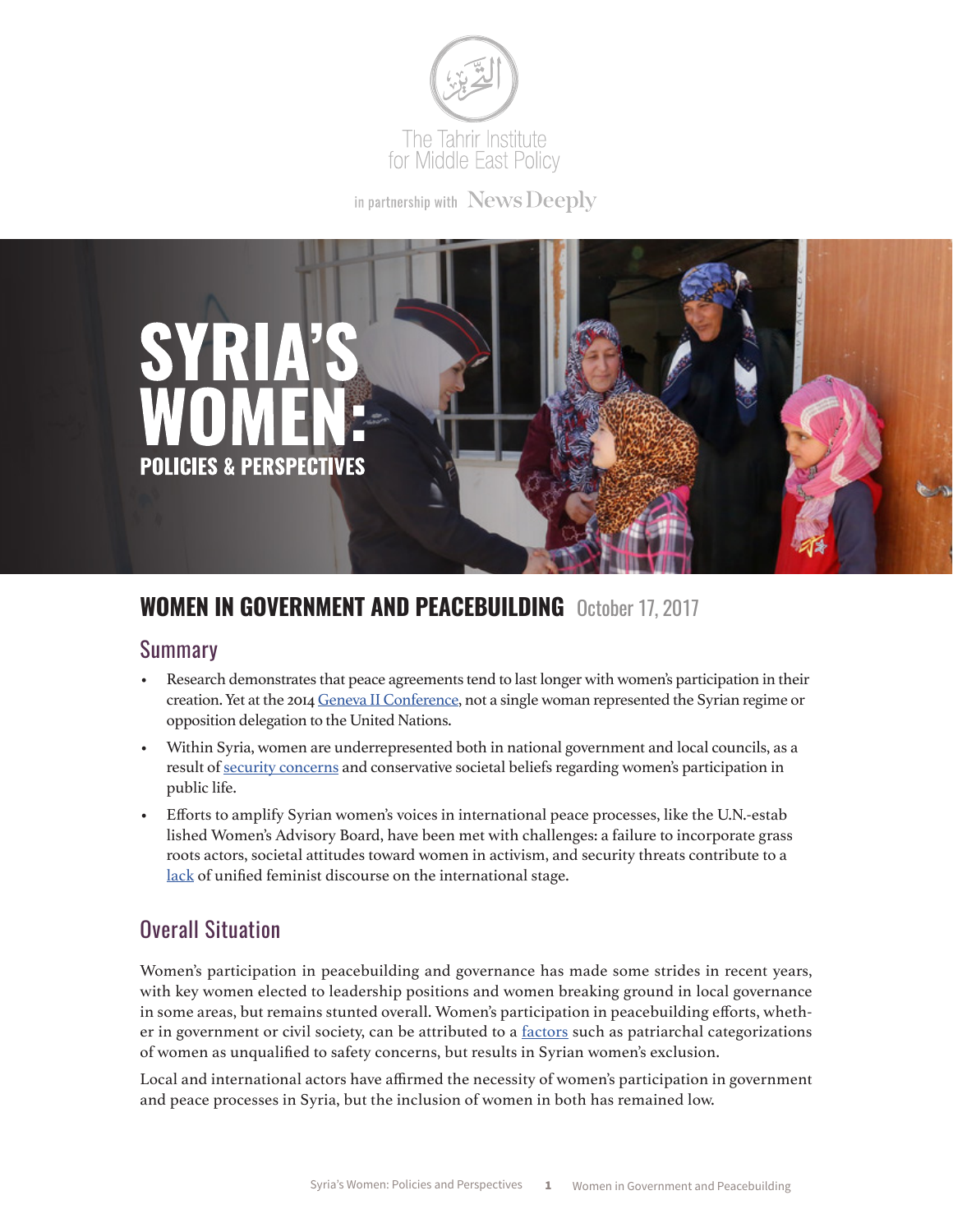The Tahrir Institute for Middle East Policy

in partnership with News Deeply

# SYRIA'S WOMEN: POLICIES & PERSPECTIVES

## WOMEN IN GOVERNMENT AND PEACEBUILDING October 17, 2017

### Summary

- Research demonstrates that peace agreements tend to last longer with women's participation in their creation. Yet at the 2014 Geneva II Conference, not a single woman represented the Syrian regime or opposition delegation to the United Nations.
- Within Syria, women are underrepresented both in national government and local councils, as a result of security concerns and conservative societal beliefs regarding women's participation in public life.
- Efforts to amplify Syrian women's voices in international peace processes, like the U.N.-established Women's Advisory Board, have been met with challenges: a failure to incorporate grassroots actors, societal attitudes toward women in activism, and security threats contribute to a lack of unified feminist discourse on the international stage.

### Overall Situation

Women's participation in peacebuilding and governance has made some strides in recent years, with key women elected to leadership positions and women breaking ground in local governance in some areas, but remains stunted overall. Women's participation in peacebuilding efforts, whether in government or civil society, can be attributed to a factors such as patriarchal categorizations of women as unqualified to safety concerns, but results in Syrian women's exclusion.

Local and international actors have affirmed the necessity of women's participation in government and peace processes in Syria, but the inclusion of women in both has remained low.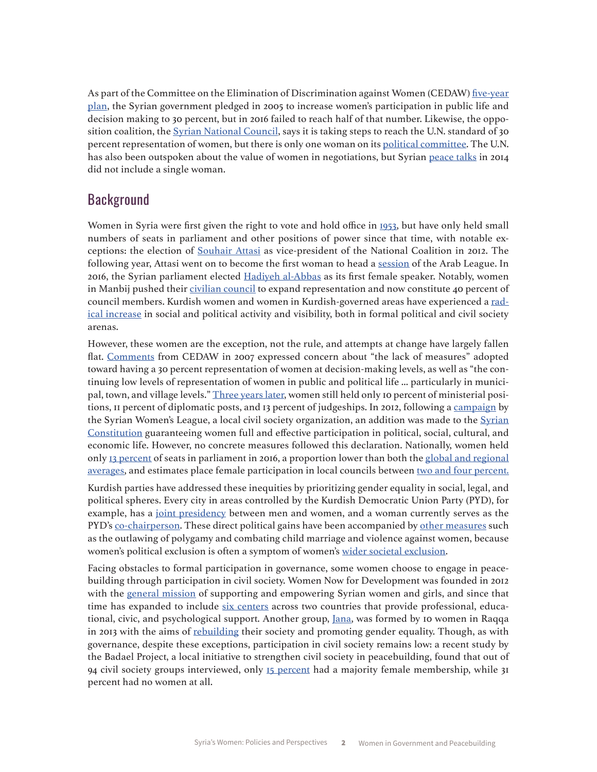As part of the Committee on the Elimination of Discrimination against Women (CEDAW) five-year plan, the Syrian government pledged in 2005 to increase women's participation in public life and decision making to 30 percent, but in 2016 failed to reach half of that number. Likewise, the opposition coalition, the Syrian National Council, says it is taking steps to reach the U.N. standard of 30 percent representation of women, but there is only one woman on its political committee. The U.N. has also been outspoken about the value of women in negotiations, but Syrian peace talks in 2014 did not include a single woman.

## Background

Women in Syria were first given the right to vote and hold office in 1953, but have only held small numbers of seats in parliament and other positions of power since that time, with notable exceptions: the election of Souhair Attasi as vice-president of the National Coalition in 2012. The following year, Attasi went on to become the first woman to head a session of the Arab League. In 2016, the Syrian parliament elected Hadiyeh al-Abbas as its first female speaker. Notably, women in Manbij pushed their civilian council to expand representation and now constitute 40 percent of council members. Kurdish women and women in Kurdish-governed areas have experienced a radical increase in social and political activity and visibility, both in formal political and civil society arenas.

However, these women are the exception, not the rule, and attempts at change have largely fallen flat. Comments from CEDAW in 2007 expressed concern about "the lack of measures" adopted toward having a 30 percent representation of women at decision-making levels, as well as "the continuing low levels of representation of women in public and political life ... particularly in municipal, town, and village levels." Three years later, women still held only 10 percent of ministerial positions, 11 percent of diplomatic posts, and 13 percent of judgeships. In 2012, following a campaign by the Syrian Women's League, a local civil society organization, an addition was made to the Syrian Constitution guaranteeing women full and effective participation in political, social, cultural, and economic life. However, no concrete measures followed this declaration. Nationally, women held only 13 percent of seats in parliament in 2016, a proportion lower than both the global and regional averages, and estimates place female participation in local councils between two and four percent.

Kurdish parties have addressed these inequities by prioritizing gender equality in social, legal, and political spheres. Every city in areas controlled by the Kurdish Democratic Union Party (PYD), for example, has a joint presidency between men and women, and a woman currently serves as the PYD's co-chairperson. These direct political gains have been accompanied by other measures such as the outlawing of polygamy and combating child marriage and violence against women, because women's political exclusion is often a symptom of women's wider societal exclusion.

Facing obstacles to formal participation in governance, some women choose to engage in peacebuilding through participation in civil society. Women Now for Development was founded in 2012 with the general mission of supporting and empowering Syrian women and girls, and since that time has expanded to include six centers across two countries that provide professional, educational, civic, and psychological support. Another group, Jana, was formed by 10 women in Raqqa in 2013 with the aims of rebuilding their society and promoting gender equality. Though, as with governance, despite these exceptions, participation in civil society remains low: a recent study by the Badael Project, a local initiative to strengthen civil society in peacebuilding, found that out of 94 civil society groups interviewed, only 15 percent had a majority female membership, while 31 percent had no women at all.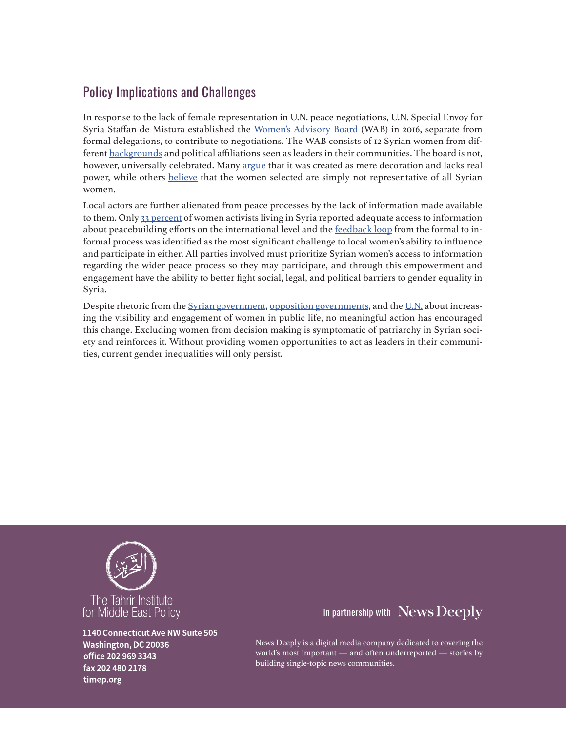## Policy Implications and Challenges

In response to the lack of female representation in U.N. peace negotiations, U.N. Special Envoy for Syria Staffan de Mistura established the Women's Advisory Board (WAB) in 2016, separate from formal delegations, to contribute to negotiations. The WAB consists of 12 Syrian women from different backgrounds and political affiliations seen as leaders in their communities. The board is not, however, universally celebrated. Many argue that it was created as mere decoration and lacks real power, while others believe that the women selected are simply not representative of all Syrian women.

Local actors are further alienated from peace processes by the lack of information made available to them. Only 33 percent of women activists living in Syria reported adequate access to information about peacebuilding efforts on the international level and the feedback loop from the formal to informal process was identified as the most significant challenge to local women's ability to influence and participate in either. All parties involved must prioritize Syrian women's access to information regarding the wider peace process so they may participate, and through this empowerment and engagement have the ability to better fight social, legal, and political barriers to gender equality in Syria.

Despite rhetoric from the Syrian government, opposition governments, and the U.N. about increasing the visibility and engagement of women in public life, no meaningful action has encouraged this change. Excluding women from decision making is symptomatic of patriarchy in Syrian society and reinforces it. Without providing women opportunities to act as leaders in their communities, current gender inequalities will only persist.

The Tahrir Institute for Middle East Policy

1140 Connecticut Ave NW Suite 505
Washington, DC 20036
office 202 969 3343
fax 202 480 2178
timep.org

in partnership with News Deeply

News Deeply is a digital media company dedicated to covering the world's most important — and often underreported — stories by building single-topic news communities.